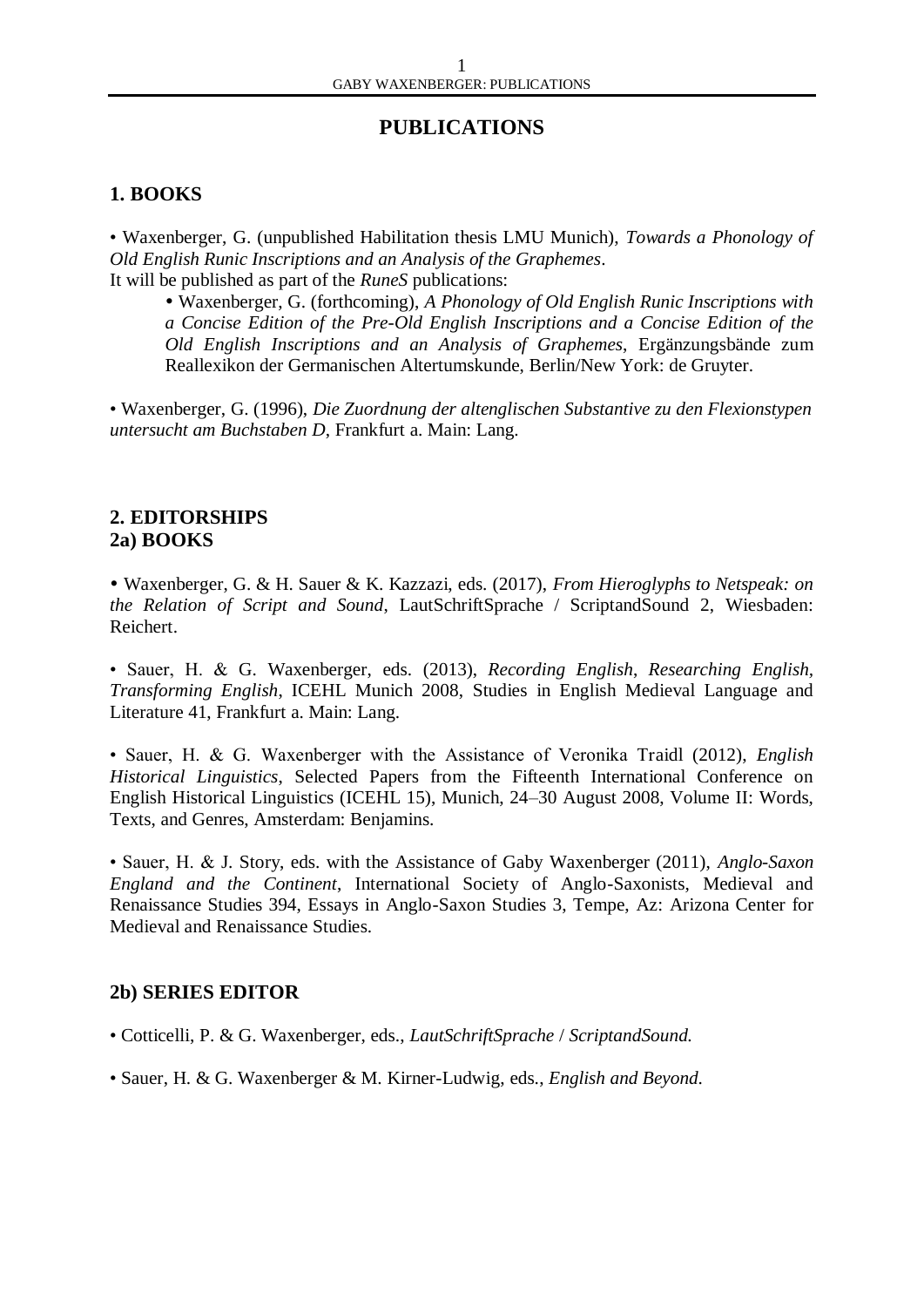# PUBLICATIONS

## 1. BOOKS

• Waxenberger, G. (unpublished Habilitation thesis LMU Munich), *Towards a Phonology of Old English Runic Inscriptions and an Analysis of the Graphemes*.
It will be published as part of the *RuneS* publications:

- Waxenberger, G. (forthcoming), *A Phonology of Old English Runic Inscriptions with a Concise Edition of the Pre-Old English Inscriptions and a Concise Edition of the Old English Inscriptions and an Analysis of Graphemes*, Ergänzungsbände zum Reallexikon der Germanischen Altertumskunde, Berlin/New York: de Gruyter.

• Waxenberger, G. (1996), *Die Zuordnung der altenglischen Substantive zu den Flexionstypen untersucht am Buchstaben D*, Frankfurt a. Main: Lang.

## 2. EDITORSHIPS

## 2a) BOOKS

• Waxenberger, G. & H. Sauer & K. Kazzazi, eds. (2017), *From Hieroglyphs to Netspeak: on the Relation of Script and Sound*, LautSchriftSprache / ScriptandSound 2, Wiesbaden: Reichert.

• Sauer, H. & G. Waxenberger, eds. (2013), *Recording English, Researching English, Transforming English*, ICEHL Munich 2008, Studies in English Medieval Language and Literature 41, Frankfurt a. Main: Lang.

• Sauer, H. & G. Waxenberger with the Assistance of Veronika Traidl (2012), *English Historical Linguistics*, Selected Papers from the Fifteenth International Conference on English Historical Linguistics (ICEHL 15), Munich, 24–30 August 2008, Volume II: Words, Texts, and Genres, Amsterdam: Benjamins.

• Sauer, H. & J. Story, eds. with the Assistance of Gaby Waxenberger (2011), *Anglo-Saxon England and the Continent*, International Society of Anglo-Saxonists, Medieval and Renaissance Studies 394, Essays in Anglo-Saxon Studies 3, Tempe, Az: Arizona Center for Medieval and Renaissance Studies.

## 2b) SERIES EDITOR

• Cotticelli, P. & G. Waxenberger, eds., *LautSchriftSprache* / *ScriptandSound.*

• Sauer, H. & G. Waxenberger & M. Kirner-Ludwig, eds., *English and Beyond.*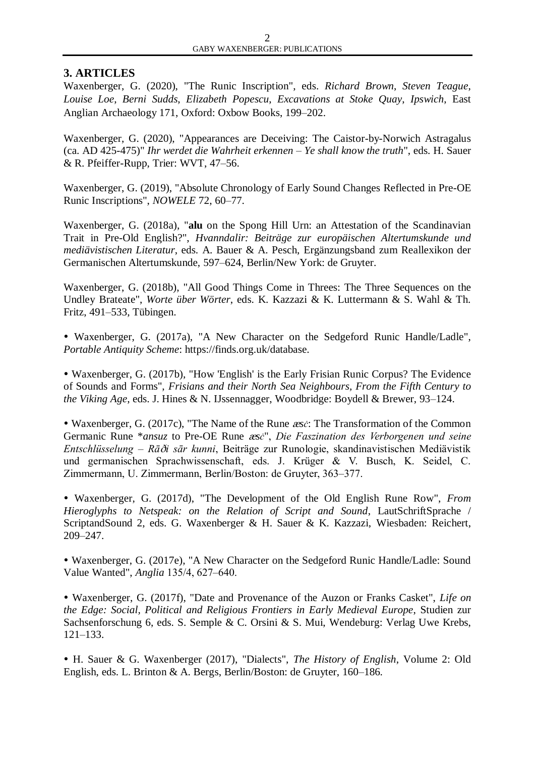## 3. ARTICLES

Waxenberger, G. (2020), "The Runic Inscription", eds. *Richard Brown, Steven Teague, Louise Loe, Berni Sudds, Elizabeth Popescu, Excavations at Stoke Quay, Ipswich*, East Anglian Archaeology 171, Oxford: Oxbow Books, 199–202.

Waxenberger, G. (2020), "Appearances are Deceiving: The Caistor-by-Norwich Astragalus (ca. AD 425-475)" *Ihr werdet die Wahrheit erkennen – Ye shall know the truth*", eds. H. Sauer & R. Pfeiffer-Rupp, Trier: WVT, 47–56.

Waxenberger, G. (2019), "Absolute Chronology of Early Sound Changes Reflected in Pre-OE Runic Inscriptions", *NOWELE* 72, 60–77.

Waxenberger, G. (2018a), "**alu** on the Spong Hill Urn: an Attestation of the Scandinavian Trait in Pre-Old English?", *Hvanndalir: Beiträge zur europäischen Altertumskunde und mediävistischen Literatur*, eds. A. Bauer & A. Pesch, Ergänzungsband zum Reallexikon der Germanischen Altertumskunde, 597–624, Berlin/New York: de Gruyter.

Waxenberger, G. (2018b), "All Good Things Come in Threes: The Three Sequences on the Undley Brateate", *Worte über Wörter*, eds. K. Kazzazi & K. Luttermann & S. Wahl & Th. Fritz, 491–533, Tübingen.

- Waxenberger, G. (2017a), "A New Character on the Sedgeford Runic Handle/Ladle", *Portable Antiquity Scheme*: https://finds.org.uk/database.

- Waxenberger, G. (2017b), "How 'English' is the Early Frisian Runic Corpus? The Evidence of Sounds and Forms", *Frisians and their North Sea Neighbours, From the Fifth Century to the Viking Age*, eds. J. Hines & N. IJssennagger, Woodbridge: Boydell & Brewer, 93–124.

- Waxenberger, G. (2017c), "The Name of the Rune *æsċ*: The Transformation of the Common Germanic Rune \**ansuz* to Pre-OE Rune *æsċ*", *Die Faszination des Verborgenen und seine Entschlüsselung – Rāđi sār kunni*, Beiträge zur Runologie, skandinavistischen Mediävistik und germanischen Sprachwissenschaft, eds. J. Krüger & V. Busch, K. Seidel, C. Zimmermann, U. Zimmermann, Berlin/Boston: de Gruyter, 363–377.

- Waxenberger, G. (2017d), "The Development of the Old English Rune Row", *From Hieroglyphs to Netspeak: on the Relation of Script and Sound*, LautSchriftSprache / ScriptandSound 2, eds. G. Waxenberger & H. Sauer & K. Kazzazi, Wiesbaden: Reichert, 209–247.

- Waxenberger, G. (2017e), "A New Character on the Sedgeford Runic Handle/Ladle: Sound Value Wanted", *Anglia* 135/4, 627–640.

- Waxenberger, G. (2017f), "Date and Provenance of the Auzon or Franks Casket", *Life on the Edge: Social, Political and Religious Frontiers in Early Medieval Europe*, Studien zur Sachsenforschung 6, eds. S. Semple & C. Orsini & S. Mui, Wendeburg: Verlag Uwe Krebs, 121–133.

- H. Sauer & G. Waxenberger (2017), "Dialects", *The History of English*, Volume 2: Old English, eds. L. Brinton & A. Bergs, Berlin/Boston: de Gruyter, 160–186.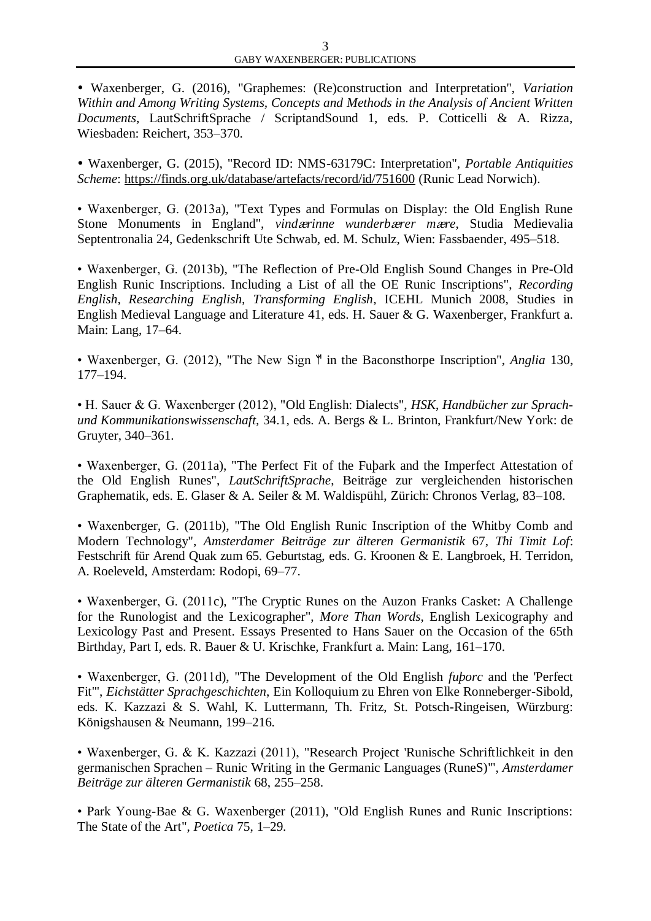- Waxenberger, G. (2016), "Graphemes: (Re)construction and Interpretation", *Variation Within and Among Writing Systems, Concepts and Methods in the Analysis of Ancient Written Documents*, LautSchriftSprache / ScriptandSound 1, eds. P. Cotticelli & A. Rizza, Wiesbaden: Reichert, 353–370.

- Waxenberger, G. (2015), "Record ID: NMS-63179C: Interpretation", *Portable Antiquities Scheme*: https://finds.org.uk/database/artefacts/record/id/751600 (Runic Lead Norwich).

- Waxenberger, G. (2013a), "Text Types and Formulas on Display: the Old English Rune Stone Monuments in England", *vindærinne wunderbærer mære*, Studia Medievalia Septentronalia 24, Gedenkschrift Ute Schwab, ed. M. Schulz, Wien: Fassbaender, 495–518.

- Waxenberger, G. (2013b), "The Reflection of Pre-Old English Sound Changes in Pre-Old English Runic Inscriptions. Including a List of all the OE Runic Inscriptions", *Recording English, Researching English, Transforming English*, ICEHL Munich 2008, Studies in English Medieval Language and Literature 41, eds. H. Sauer & G. Waxenberger, Frankfurt a. Main: Lang, 17–64.

- Waxenberger, G. (2012), "The New Sign ᛠ in the Baconsthorpe Inscription", *Anglia* 130, 177–194.

- H. Sauer & G. Waxenberger (2012), "Old English: Dialects", *HSK, Handbücher zur Sprach- und Kommunikationswissenschaft*, 34.1, eds. A. Bergs & L. Brinton, Frankfurt/New York: de Gruyter, 340–361.

- Waxenberger, G. (2011a), "The Perfect Fit of the Fuþark and the Imperfect Attestation of the Old English Runes", *LautSchriftSprache*, Beiträge zur vergleichenden historischen Graphematik, eds. E. Glaser & A. Seiler & M. Waldispühl, Zürich: Chronos Verlag, 83–108.

- Waxenberger, G. (2011b), "The Old English Runic Inscription of the Whitby Comb and Modern Technology", *Amsterdamer Beiträge zur älteren Germanistik* 67, *Thi Timit Lof*: Festschrift für Arend Quak zum 65. Geburtstag, eds. G. Kroonen & E. Langbroek, H. Terridon, A. Roeleveld, Amsterdam: Rodopi, 69–77.

- Waxenberger, G. (2011c), "The Cryptic Runes on the Auzon Franks Casket: A Challenge for the Runologist and the Lexicographer", *More Than Words*, English Lexicography and Lexicology Past and Present. Essays Presented to Hans Sauer on the Occasion of the 65th Birthday, Part I, eds. R. Bauer & U. Krischke, Frankfurt a. Main: Lang, 161–170.

- Waxenberger, G. (2011d), "The Development of the Old English *fuþorc* and the 'Perfect Fit'", *Eichstätter Sprachgeschichten*, Ein Kolloquium zu Ehren von Elke Ronneberger-Sibold, eds. K. Kazzazi & S. Wahl, K. Luttermann, Th. Fritz, St. Potsch-Ringeisen, Würzburg: Königshausen & Neumann, 199–216.

- Waxenberger, G. & K. Kazzazi (2011), "Research Project 'Runische Schriftlichkeit in den germanischen Sprachen – Runic Writing in the Germanic Languages (RuneS)'", *Amsterdamer Beiträge zur älteren Germanistik* 68, 255–258.

- Park Young-Bae & G. Waxenberger (2011), "Old English Runes and Runic Inscriptions: The State of the Art", *Poetica* 75, 1–29.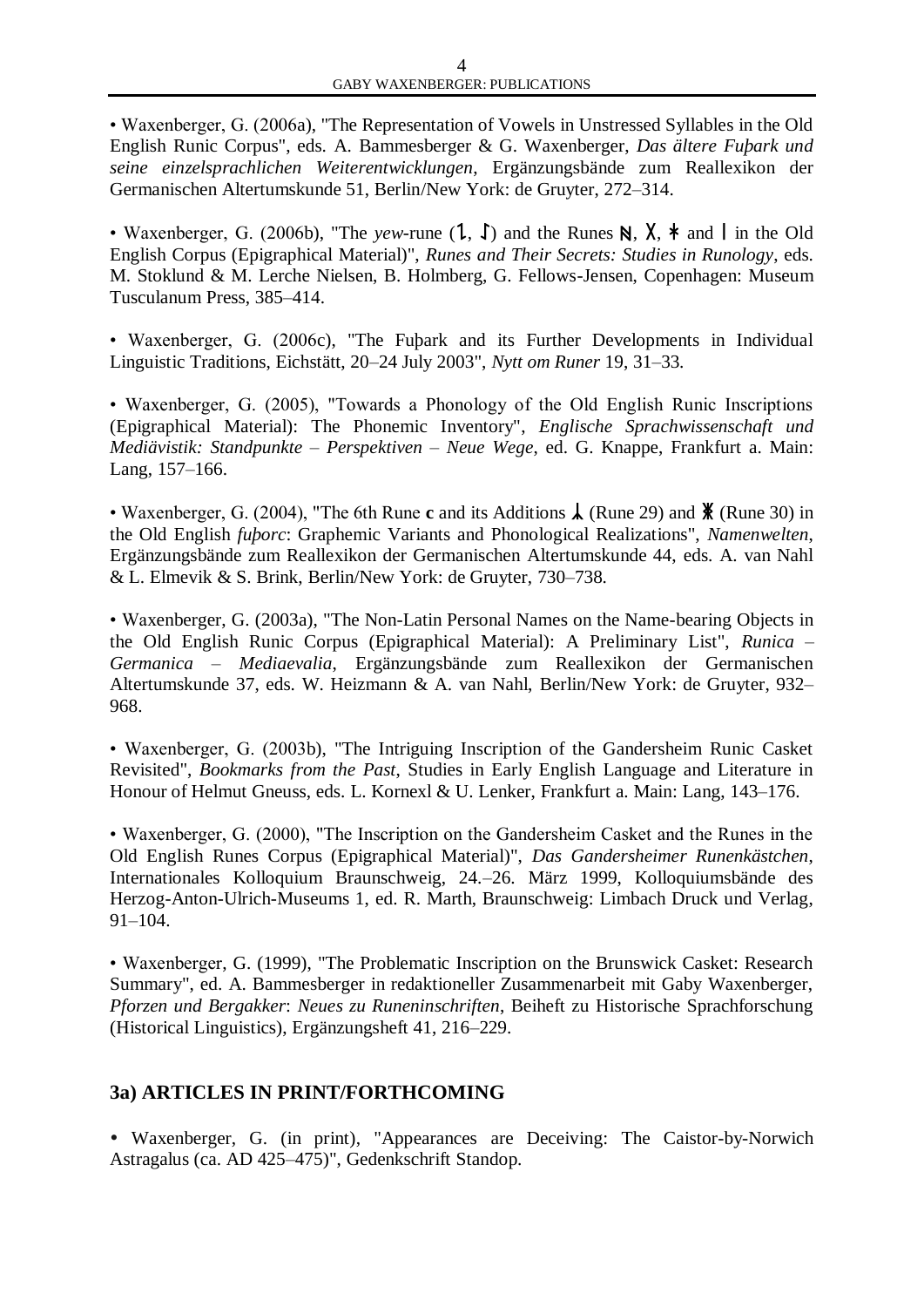• Waxenberger, G. (2006a), "The Representation of Vowels in Unstressed Syllables in the Old English Runic Corpus", eds. A. Bammesberger & G. Waxenberger, *Das ältere Fuþark und seine einzelsprachlichen Weiterentwicklungen*, Ergänzungsbände zum Reallexikon der Germanischen Altertumskunde 51, Berlin/New York: de Gruyter, 272–314.

• Waxenberger, G. (2006b), "The *yew*-rune (ᛇ, ᛇ) and the Runes ᚻ, ᚷ, ᛡ and ᛁ in the Old English Corpus (Epigraphical Material)", *Runes and Their Secrets: Studies in Runology*, eds. M. Stoklund & M. Lerche Nielsen, B. Holmberg, G. Fellows-Jensen, Copenhagen: Museum Tusculanum Press, 385–414.

• Waxenberger, G. (2006c), "The Fuþark and its Further Developments in Individual Linguistic Traditions, Eichstätt, 20–24 July 2003", *Nytt om Runer* 19, 31–33.

• Waxenberger, G. (2005), "Towards a Phonology of the Old English Runic Inscriptions (Epigraphical Material): The Phonemic Inventory", *Englische Sprachwissenschaft und Mediävistik: Standpunkte – Perspektiven – Neue Wege*, ed. G. Knappe, Frankfurt a. Main: Lang, 157–166.

• Waxenberger, G. (2004), "The 6th Rune **c** and its Additions ᛣ (Rune 29) and ᛤ (Rune 30) in the Old English *fuþorc*: Graphemic Variants and Phonological Realizations", *Namenwelten*, Ergänzungsbände zum Reallexikon der Germanischen Altertumskunde 44, eds. A. van Nahl & L. Elmevik & S. Brink, Berlin/New York: de Gruyter, 730–738.

• Waxenberger, G. (2003a), "The Non-Latin Personal Names on the Name-bearing Objects in the Old English Runic Corpus (Epigraphical Material): A Preliminary List", *Runica – Germanica – Mediaevalia*, Ergänzungsbände zum Reallexikon der Germanischen Altertumskunde 37, eds. W. Heizmann & A. van Nahl, Berlin/New York: de Gruyter, 932–968.

• Waxenberger, G. (2003b), "The Intriguing Inscription of the Gandersheim Runic Casket Revisited", *Bookmarks from the Past*, Studies in Early English Language and Literature in Honour of Helmut Gneuss, eds. L. Kornexl & U. Lenker, Frankfurt a. Main: Lang, 143–176.

• Waxenberger, G. (2000), "The Inscription on the Gandersheim Casket and the Runes in the Old English Runes Corpus (Epigraphical Material)", *Das Gandersheimer Runenkästchen*, Internationales Kolloquium Braunschweig, 24.–26. März 1999, Kolloquiumsbände des Herzog-Anton-Ulrich-Museums 1, ed. R. Marth, Braunschweig: Limbach Druck und Verlag, 91–104.

• Waxenberger, G. (1999), "The Problematic Inscription on the Brunswick Casket: Research Summary", ed. A. Bammesberger in redaktioneller Zusammenarbeit mit Gaby Waxenberger, *Pforzen und Bergakker*: *Neues zu Runeninschriften*, Beiheft zu Historische Sprachforschung (Historical Linguistics), Ergänzungsheft 41, 216–229.

## 3a) ARTICLES IN PRINT/FORTHCOMING

• Waxenberger, G. (in print), "Appearances are Deceiving: The Caistor-by-Norwich Astragalus (ca. AD 425–475)", Gedenkschrift Standop.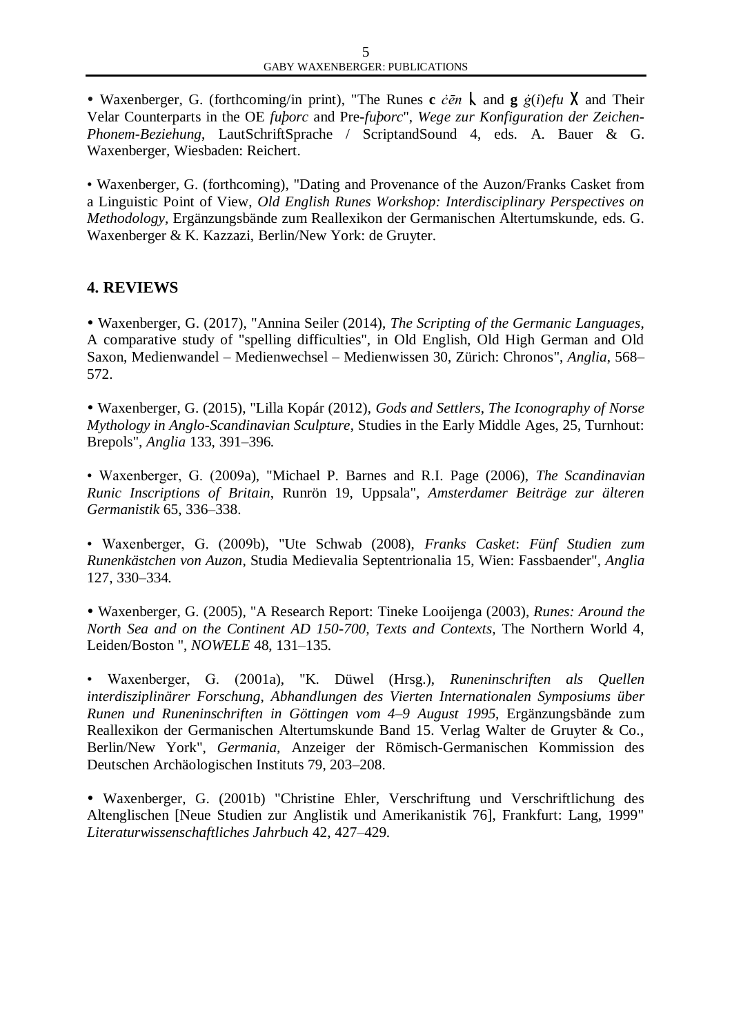• Waxenberger, G. (forthcoming/in print), "The Runes **c** *ċēn* ᛣ and **g** *ġ*(*i*)*efu* ᚷ and Their Velar Counterparts in the OE *fuþorc* and Pre-*fuþorc*", *Wege zur Konfiguration der Zeichen-Phonem-Beziehung*, LautSchriftSprache / ScriptandSound 4, eds. A. Bauer & G. Waxenberger, Wiesbaden: Reichert.

• Waxenberger, G. (forthcoming), "Dating and Provenance of the Auzon/Franks Casket from a Linguistic Point of View, *Old English Runes Workshop: Interdisciplinary Perspectives on Methodology*, Ergänzungsbände zum Reallexikon der Germanischen Altertumskunde, eds. G. Waxenberger & K. Kazzazi, Berlin/New York: de Gruyter.

## 4. REVIEWS

• Waxenberger, G. (2017), "Annina Seiler (2014), *The Scripting of the Germanic Languages*, A comparative study of "spelling difficulties", in Old English, Old High German and Old Saxon, Medienwandel – Medienwechsel – Medienwissen 30, Zürich: Chronos", *Anglia*, 568–572.

• Waxenberger, G. (2015), "Lilla Kopár (2012), *Gods and Settlers, The Iconography of Norse Mythology in Anglo-Scandinavian Sculpture*, Studies in the Early Middle Ages, 25, Turnhout: Brepols", *Anglia* 133, 391–396.

• Waxenberger, G. (2009a), "Michael P. Barnes and R.I. Page (2006), *The Scandinavian Runic Inscriptions of Britain*, Runrön 19, Uppsala", *Amsterdamer Beiträge zur älteren Germanistik* 65, 336–338.

• Waxenberger, G. (2009b), "Ute Schwab (2008), *Franks Casket*: *Fünf Studien zum Runenkästchen von Auzon*, Studia Medievalia Septentrionalia 15, Wien: Fassbaender", *Anglia* 127, 330–334.

• Waxenberger, G. (2005), "A Research Report: Tineke Looijenga (2003), *Runes: Around the North Sea and on the Continent AD 150-700, Texts and Contexts,* The Northern World 4, Leiden/Boston ", *NOWELE* 48, 131–135.

• Waxenberger, G. (2001a), "K. Düwel (Hrsg.), *Runeninschriften als Quellen interdisziplinärer Forschung, Abhandlungen des Vierten Internationalen Symposiums über Runen und Runeninschriften in Göttingen vom 4–9 August 1995*, Ergänzungsbände zum Reallexikon der Germanischen Altertumskunde Band 15. Verlag Walter de Gruyter & Co., Berlin/New York", *Germania*, Anzeiger der Römisch-Germanischen Kommission des Deutschen Archäologischen Instituts 79, 203–208.

• Waxenberger, G. (2001b) "Christine Ehler, Verschriftung und Verschriftlichung des Altenglischen [Neue Studien zur Anglistik und Amerikanistik 76], Frankfurt: Lang, 1999" *Literaturwissenschaftliches Jahrbuch* 42, 427–429.